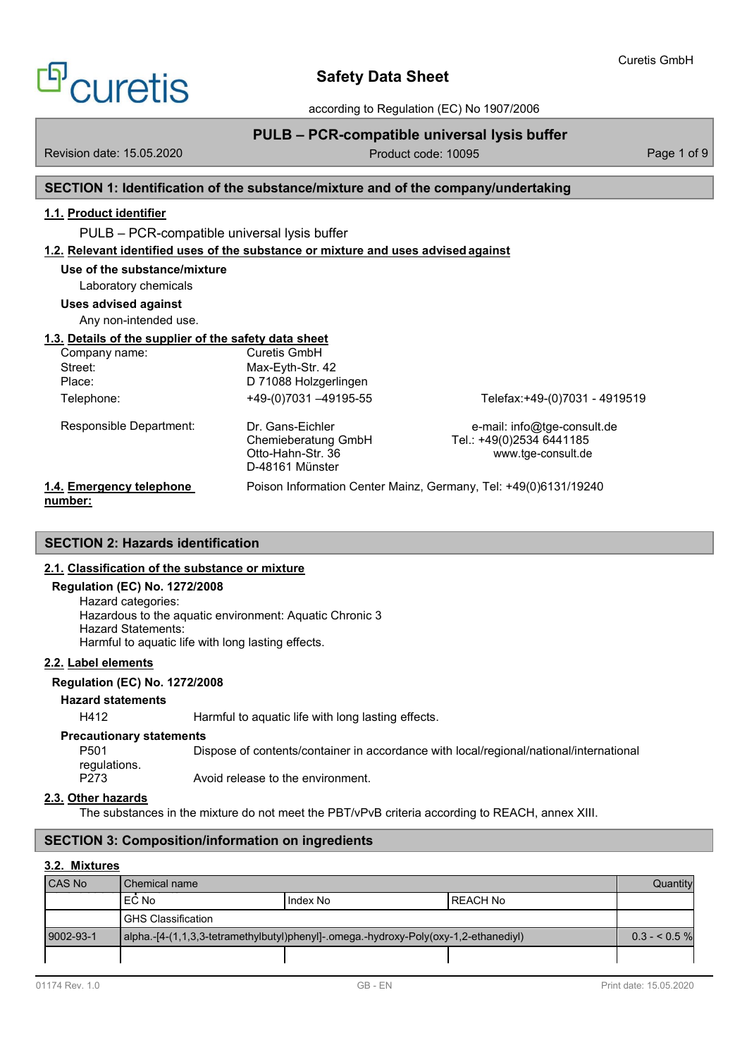# Safety Data Sheet

according to Regulation (EC) No 1907/2006

Curetis GmbH

## PULB – PCR-compatible universal lysis buffer

Revision date: 15.05.2020 | Product code: 10095

## SECTION 1: Identification of the substance/mixture and of the company/undertaking

### 1.1. Product identifier

PULB – PCR-compatible universal lysis buffer

### 1.2. Relevant identified uses of the substance or mixture and uses advised against

**Use of the substance/mixture**

Laboratory chemicals

**Uses advised against**

Any non-intended use.

### 1.3. Details of the supplier of the safety data sheet

Company name: Curetis GmbH
Street: Max-Eyth-Str. 42
Place: D 71088 Holzgerlingen
Telephone: +49-(0)7031 –49195-55 Telefax:+49-(0)7031 - 4919519

Responsible Department: Dr. Gans-Eichler
Chemieberatung GmbH
Otto-Hahn-Str. 36
D-48161 Münster

e-mail: info@tge-consult.de
Tel.: +49(0)2534 6441185
www.tge-consult.de

### 1.4. Emergency telephone number:

Poison Information Center Mainz, Germany, Tel: +49(0)6131/19240

## SECTION 2: Hazards identification

### 2.1. Classification of the substance or mixture

**Regulation (EC) No. 1272/2008**

Hazard categories:
Hazardous to the aquatic environment: Aquatic Chronic 3
Hazard Statements:
Harmful to aquatic life with long lasting effects.

### 2.2. Label elements

**Regulation (EC) No. 1272/2008**

**Hazard statements**

H412 Harmful to aquatic life with long lasting effects.

**Precautionary statements**

P501 Dispose of contents/container in accordance with local/regional/national/international regulations.
P273 Avoid release to the environment.

### 2.3. Other hazards

The substances in the mixture do not meet the PBT/vPvB criteria according to REACH, annex XIII.

## SECTION 3: Composition/information on ingredients

### 3.2. Mixtures

| CAS No | Chemical name | | | Quantity |
|---|---|---|---|---|
| | EC No | Index No | REACH No | |
| | GHS Classification | | | |
| 9002-93-1 | alpha.-[4-(1,1,3,3-tetramethylbutyl)phenyl]-.omega.-hydroxy-Poly(oxy-1,2-ethanediyl) | | | 0.3 - < 0.5 % |
| | | | | |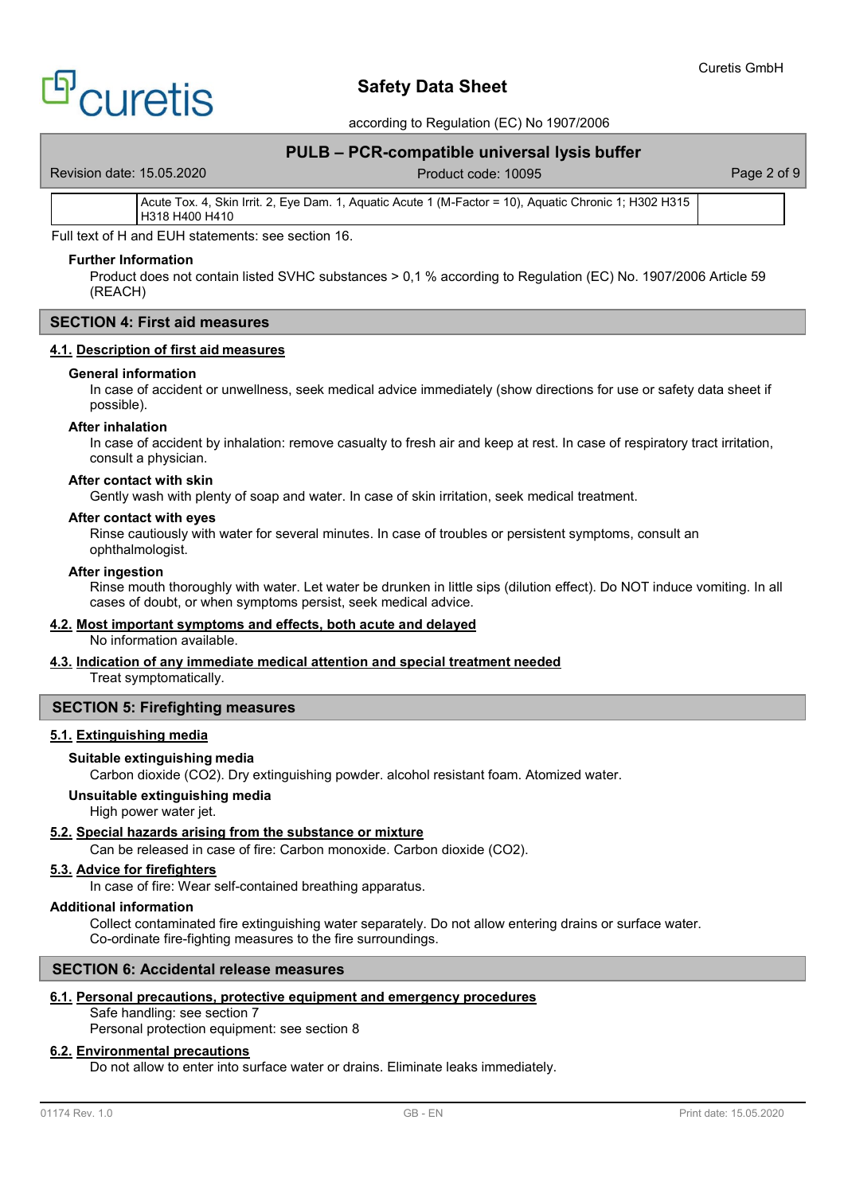| | Acute Tox. 4, Skin Irrit. 2, Eye Dam. 1, Aquatic Acute 1 (M-Factor = 10), Aquatic Chronic 1; H302 H315 H318 H400 H410 | |
|---|---|---|

Full text of H and EUH statements: see section 16.

**Further Information**

Product does not contain listed SVHC substances > 0,1 % according to Regulation (EC) No. 1907/2006 Article 59 (REACH)

## SECTION 4: First aid measures

### 4.1. Description of first aid measures

**General information**

In case of accident or unwellness, seek medical advice immediately (show directions for use or safety data sheet if possible).

**After inhalation**

In case of accident by inhalation: remove casualty to fresh air and keep at rest. In case of respiratory tract irritation, consult a physician.

**After contact with skin**

Gently wash with plenty of soap and water. In case of skin irritation, seek medical treatment.

**After contact with eyes**

Rinse cautiously with water for several minutes. In case of troubles or persistent symptoms, consult an ophthalmologist.

**After ingestion**

Rinse mouth thoroughly with water. Let water be drunken in little sips (dilution effect). Do NOT induce vomiting. In all cases of doubt, or when symptoms persist, seek medical advice.

### 4.2. Most important symptoms and effects, both acute and delayed

No information available.

### 4.3. Indication of any immediate medical attention and special treatment needed

Treat symptomatically.

## SECTION 5: Firefighting measures

### 5.1. Extinguishing media

**Suitable extinguishing media**

Carbon dioxide ($CO_2$). Dry extinguishing powder. alcohol resistant foam. Atomized water.

**Unsuitable extinguishing media**

High power water jet.

### 5.2. Special hazards arising from the substance or mixture

Can be released in case of fire: Carbon monoxide. Carbon dioxide ($CO_2$).

### 5.3. Advice for firefighters

In case of fire: Wear self-contained breathing apparatus.

**Additional information**

Collect contaminated fire extinguishing water separately. Do not allow entering drains or surface water. Co-ordinate fire-fighting measures to the fire surroundings.

## SECTION 6: Accidental release measures

### 6.1. Personal precautions, protective equipment and emergency procedures

Safe handling: see section 7
Personal protection equipment: see section 8

### 6.2. Environmental precautions

Do not allow to enter into surface water or drains. Eliminate leaks immediately.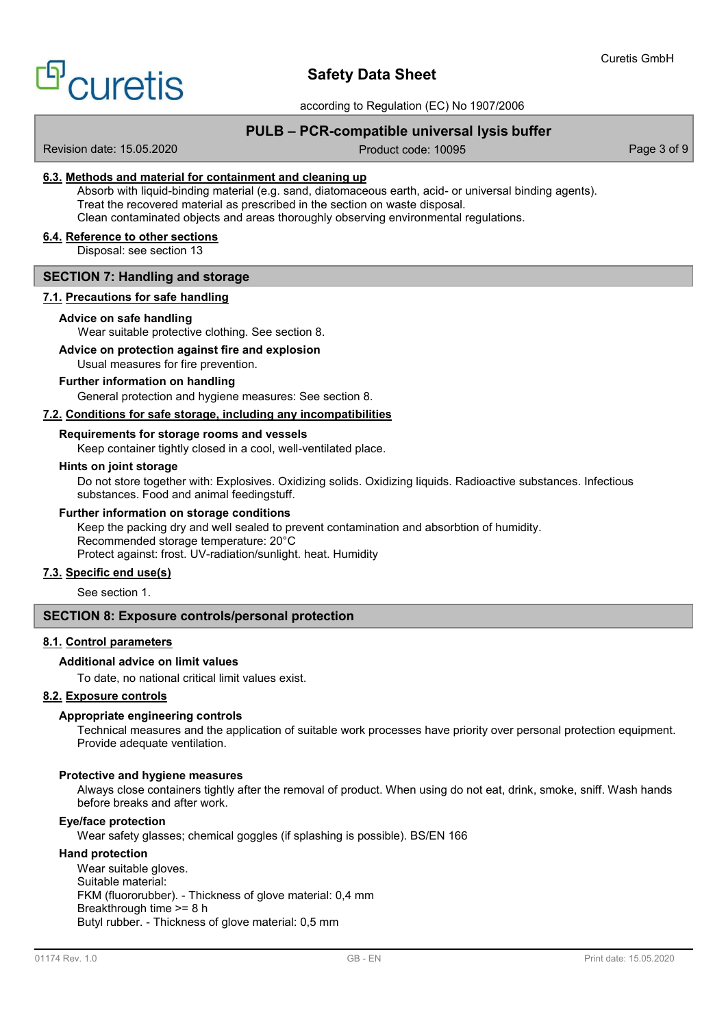### 6.3. Methods and material for containment and cleaning up

Absorb with liquid-binding material (e.g. sand, diatomaceous earth, acid- or universal binding agents).
Treat the recovered material as prescribed in the section on waste disposal.
Clean contaminated objects and areas thoroughly observing environmental regulations.

### 6.4. Reference to other sections

Disposal: see section 13

## SECTION 7: Handling and storage

### 7.1. Precautions for safe handling

**Advice on safe handling**

Wear suitable protective clothing. See section 8.

**Advice on protection against fire and explosion**

Usual measures for fire prevention.

**Further information on handling**

General protection and hygiene measures: See section 8.

### 7.2. Conditions for safe storage, including any incompatibilities

**Requirements for storage rooms and vessels**

Keep container tightly closed in a cool, well-ventilated place.

**Hints on joint storage**

Do not store together with: Explosives. Oxidizing solids. Oxidizing liquids. Radioactive substances. Infectious substances. Food and animal feedingstuff.

**Further information on storage conditions**

Keep the packing dry and well sealed to prevent contamination and absorbtion of humidity.
Recommended storage temperature: 20°C
Protect against: frost. UV-radiation/sunlight. heat. Humidity

### 7.3. Specific end use(s)

See section 1.

## SECTION 8: Exposure controls/personal protection

### 8.1. Control parameters

**Additional advice on limit values**

To date, no national critical limit values exist.

### 8.2. Exposure controls

**Appropriate engineering controls**

Technical measures and the application of suitable work processes have priority over personal protection equipment.
Provide adequate ventilation.

**Protective and hygiene measures**

Always close containers tightly after the removal of product. When using do not eat, drink, smoke, sniff. Wash hands before breaks and after work.

**Eye/face protection**

Wear safety glasses; chemical goggles (if splashing is possible). BS/EN 166

**Hand protection**

Wear suitable gloves.
Suitable material:
FKM (fluororubber). - Thickness of glove material: 0,4 mm
Breakthrough time >= 8 h
Butyl rubber. - Thickness of glove material: 0,5 mm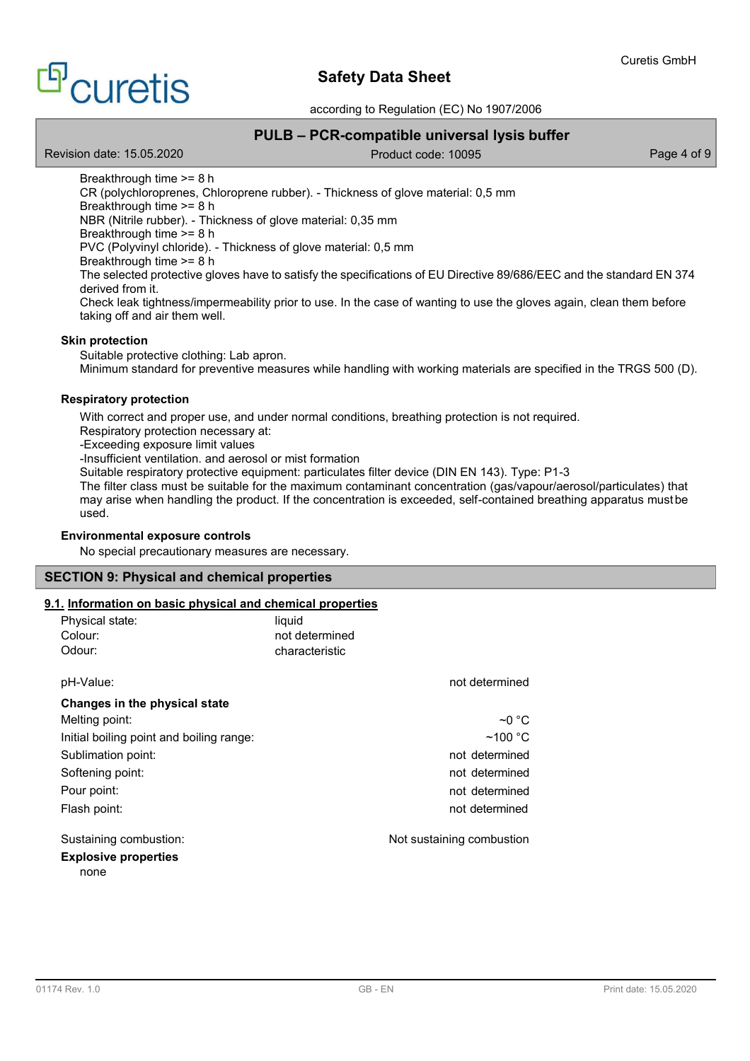Breakthrough time >= 8 h
CR (polychloroprenes, Chloroprene rubber). - Thickness of glove material: 0,5 mm
Breakthrough time >= 8 h
NBR (Nitrile rubber). - Thickness of glove material: 0,35 mm
Breakthrough time >= 8 h
PVC (Polyvinyl chloride). - Thickness of glove material: 0,5 mm
Breakthrough time >= 8 h
The selected protective gloves have to satisfy the specifications of EU Directive 89/686/EEC and the standard EN 374 derived from it.
Check leak tightness/impermeability prior to use. In the case of wanting to use the gloves again, clean them before taking off and air them well.

**Skin protection**

Suitable protective clothing: Lab apron.
Minimum standard for preventive measures while handling with working materials are specified in the TRGS 500 (D).

**Respiratory protection**

With correct and proper use, and under normal conditions, breathing protection is not required.
Respiratory protection necessary at:
-Exceeding exposure limit values
-Insufficient ventilation. and aerosol or mist formation
Suitable respiratory protective equipment: particulates filter device (DIN EN 143). Type: P1-3
The filter class must be suitable for the maximum contaminant concentration (gas/vapour/aerosol/particulates) that may arise when handling the product. If the concentration is exceeded, self-contained breathing apparatus must be used.

**Environmental exposure controls**

No special precautionary measures are necessary.

## SECTION 9: Physical and chemical properties

### 9.1. Information on basic physical and chemical properties

| | |
|---|---|
| Physical state: | liquid |
| Colour: | not determined |
| Odour: | characteristic |

| | |
|---|---|
| pH-Value: | not determined |
| **Changes in the physical state** | |
| Melting point: | ~0 °C |
| Initial boiling point and boiling range: | ~100 °C |
| Sublimation point: | not determined |
| Softening point: | not determined |
| Pour point: | not determined |
| Flash point: | not determined |
| Sustaining combustion: | Not sustaining combustion |

**Explosive properties**

none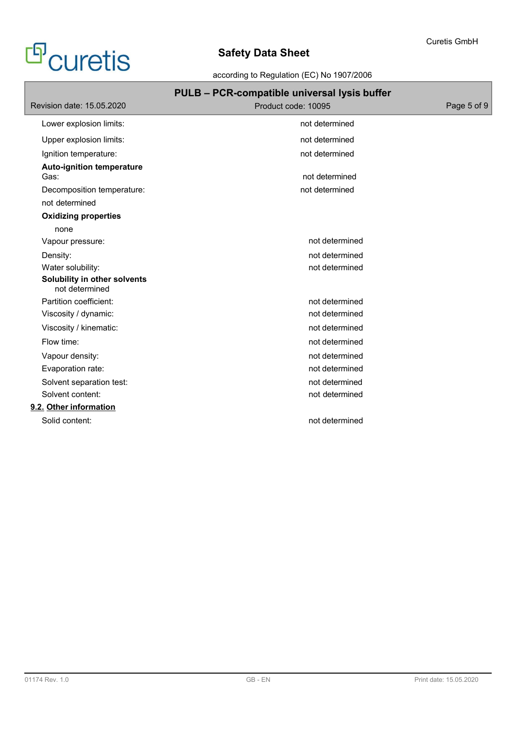Lower explosion limits: not determined

Upper explosion limits: not determined

Ignition temperature: not determined

**Auto-ignition temperature**

Gas: not determined

Decomposition temperature: not determined

not determined

**Oxidizing properties**

none

Vapour pressure: not determined

Density: not determined

Water solubility: not determined

**Solubility in other solvents**

not determined

Partition coefficient: not determined

Viscosity / dynamic: not determined

Viscosity / kinematic: not determined

Flow time: not determined

Vapour density: not determined

Evaporation rate: not determined

Solvent separation test: not determined

Solvent content: not determined

### 9.2. Other information

Solid content: not determined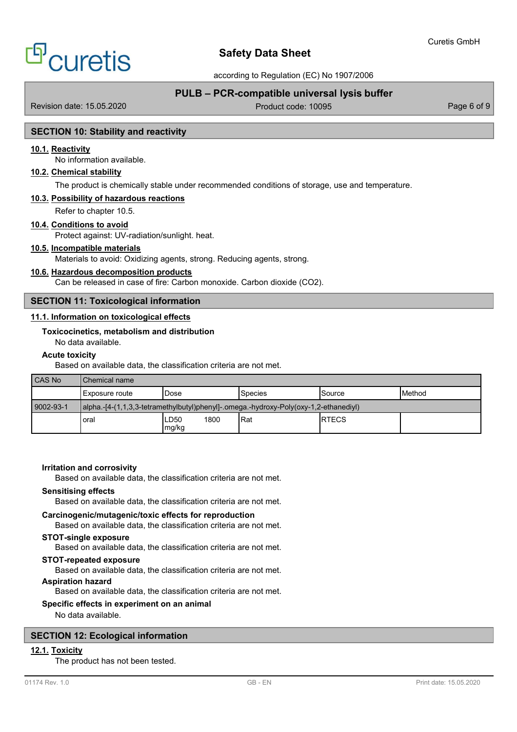## SECTION 10: Stability and reactivity

### 10.1. Reactivity

No information available.

### 10.2. Chemical stability

The product is chemically stable under recommended conditions of storage, use and temperature.

### 10.3. Possibility of hazardous reactions

Refer to chapter 10.5.

### 10.4. Conditions to avoid

Protect against: UV-radiation/sunlight. heat.

### 10.5. Incompatible materials

Materials to avoid: Oxidizing agents, strong. Reducing agents, strong.

### 10.6. Hazardous decomposition products

Can be released in case of fire: Carbon monoxide. Carbon dioxide ($CO_2$).

## SECTION 11: Toxicological information

### 11.1. Information on toxicological effects

**Toxicocinetics, metabolism and distribution**

No data available.

**Acute toxicity**

Based on available data, the classification criteria are not met.

| CAS No | Chemical name | | | | |
|---|---|---|---|---|---|
| | Exposure route | Dose | Species | Source | Method |
| 9002-93-1 | alpha.-[4-(1,1,3,3-tetramethylbutyl)phenyl]-.omega.-hydroxy-Poly(oxy-1,2-ethanediyl) | | | | |
| | oral | LD50 1800 mg/kg | Rat | RTECS | |

**Irritation and corrosivity**

Based on available data, the classification criteria are not met.

**Sensitising effects**

Based on available data, the classification criteria are not met.

**Carcinogenic/mutagenic/toxic effects for reproduction**

Based on available data, the classification criteria are not met.

**STOT-single exposure**

Based on available data, the classification criteria are not met.

**STOT-repeated exposure**

Based on available data, the classification criteria are not met.

**Aspiration hazard**

Based on available data, the classification criteria are not met.

**Specific effects in experiment on an animal**

No data available.

## SECTION 12: Ecological information

### 12.1. Toxicity

The product has not been tested.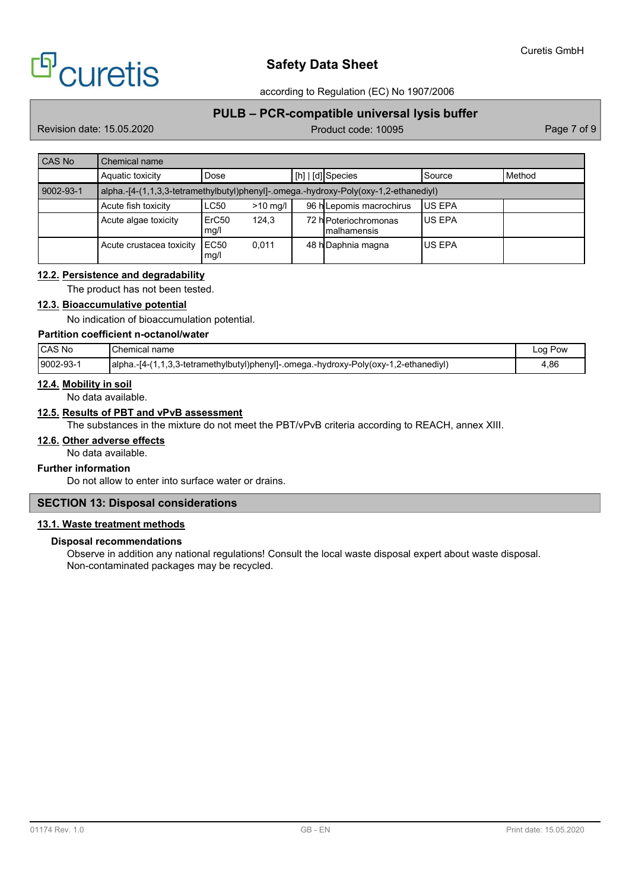| CAS No | Chemical name | | | | | |
|---|---|---|---|---|---|---|
| | Aquatic toxicity | Dose | | [h] \| [d] | Species | Source | Method |
| 9002-93-1 | alpha.-[4-(1,1,3,3-tetramethylbutyl)phenyl]-.omega.-hydroxy-Poly(oxy-1,2-ethanediyl) | | | | | | |
| | Acute fish toxicity | LC50 | >10 mg/l | 96 h | Lepomis macrochirus | US EPA | |
| | Acute algae toxicity | ErC50 mg/l | 124,3 | 72 h | Poteriochromonas malhamensis | US EPA | |
| | Acute crustacea toxicity | EC50 mg/l | 0,011 | 48 h | Daphnia magna | US EPA | |

### 12.2. Persistence and degradability

The product has not been tested.

### 12.3. Bioaccumulative potential

No indication of bioaccumulation potential.

**Partition coefficient n-octanol/water**

| CAS No | Chemical name | Log Pow |
|---|---|---|
| 9002-93-1 | alpha.-[4-(1,1,3,3-tetramethylbutyl)phenyl]-.omega.-hydroxy-Poly(oxy-1,2-ethanediyl) | 4,86 |

### 12.4. Mobility in soil

No data available.

### 12.5. Results of PBT and vPvB assessment

The substances in the mixture do not meet the PBT/vPvB criteria according to REACH, annex XIII.

### 12.6. Other adverse effects

No data available.

**Further information**

Do not allow to enter into surface water or drains.

## SECTION 13: Disposal considerations

### 13.1. Waste treatment methods

**Disposal recommendations**

Observe in addition any national regulations! Consult the local waste disposal expert about waste disposal.
Non-contaminated packages may be recycled.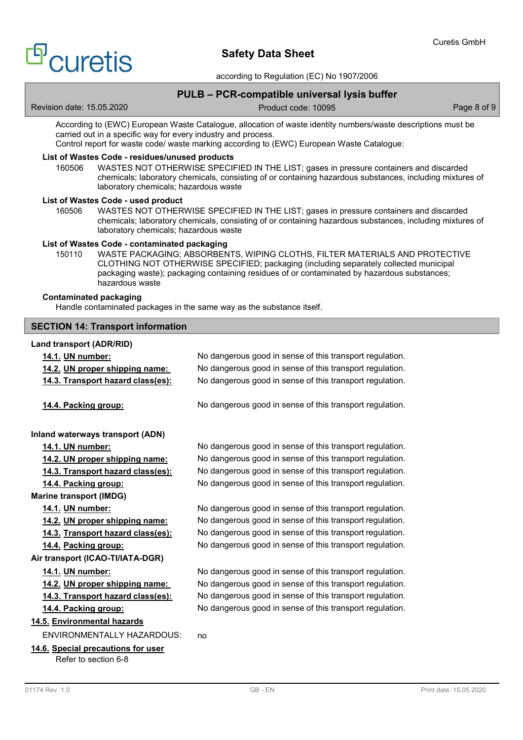According to (EWC) European Waste Catalogue, allocation of waste identity numbers/waste descriptions must be carried out in a specific way for every industry and process.
Control report for waste code/ waste marking according to (EWC) European Waste Catalogue:

**List of Wastes Code - residues/unused products**

160506 WASTES NOT OTHERWISE SPECIFIED IN THE LIST; gases in pressure containers and discarded chemicals; laboratory chemicals, consisting of or containing hazardous substances, including mixtures of laboratory chemicals; hazardous waste

**List of Wastes Code - used product**

160506 WASTES NOT OTHERWISE SPECIFIED IN THE LIST; gases in pressure containers and discarded chemicals; laboratory chemicals, consisting of or containing hazardous substances, including mixtures of laboratory chemicals; hazardous waste

**List of Wastes Code - contaminated packaging**

150110 WASTE PACKAGING; ABSORBENTS, WIPING CLOTHS, FILTER MATERIALS AND PROTECTIVE CLOTHING NOT OTHERWISE SPECIFIED; packaging (including separately collected municipal packaging waste); packaging containing residues of or contaminated by hazardous substances; hazardous waste

**Contaminated packaging**

Handle contaminated packages in the same way as the substance itself.

## SECTION 14: Transport information

**Land transport (ADR/RID)**

- **14.1. UN number:** No dangerous good in sense of this transport regulation.
- **14.2. UN proper shipping name:** No dangerous good in sense of this transport regulation.
- **14.3. Transport hazard class(es):** No dangerous good in sense of this transport regulation.
- **14.4. Packing group:** No dangerous good in sense of this transport regulation.

**Inland waterways transport (ADN)**

- **14.1. UN number:** No dangerous good in sense of this transport regulation.
- **14.2. UN proper shipping name:** No dangerous good in sense of this transport regulation.
- **14.3. Transport hazard class(es):** No dangerous good in sense of this transport regulation.
- **14.4. Packing group:** No dangerous good in sense of this transport regulation.

**Marine transport (IMDG)**

- **14.1. UN number:** No dangerous good in sense of this transport regulation.
- **14.2. UN proper shipping name:** No dangerous good in sense of this transport regulation.
- **14.3. Transport hazard class(es):** No dangerous good in sense of this transport regulation.
- **14.4. Packing group:** No dangerous good in sense of this transport regulation.

**Air transport (ICAO-TI/IATA-DGR)**

- **14.1. UN number:** No dangerous good in sense of this transport regulation.
- **14.2. UN proper shipping name:** No dangerous good in sense of this transport regulation.
- **14.3. Transport hazard class(es):** No dangerous good in sense of this transport regulation.
- **14.4. Packing group:** No dangerous good in sense of this transport regulation.

**14.5. Environmental hazards**

ENVIRONMENTALLY HAZARDOUS: no

**14.6. Special precautions for user**

Refer to section 6-8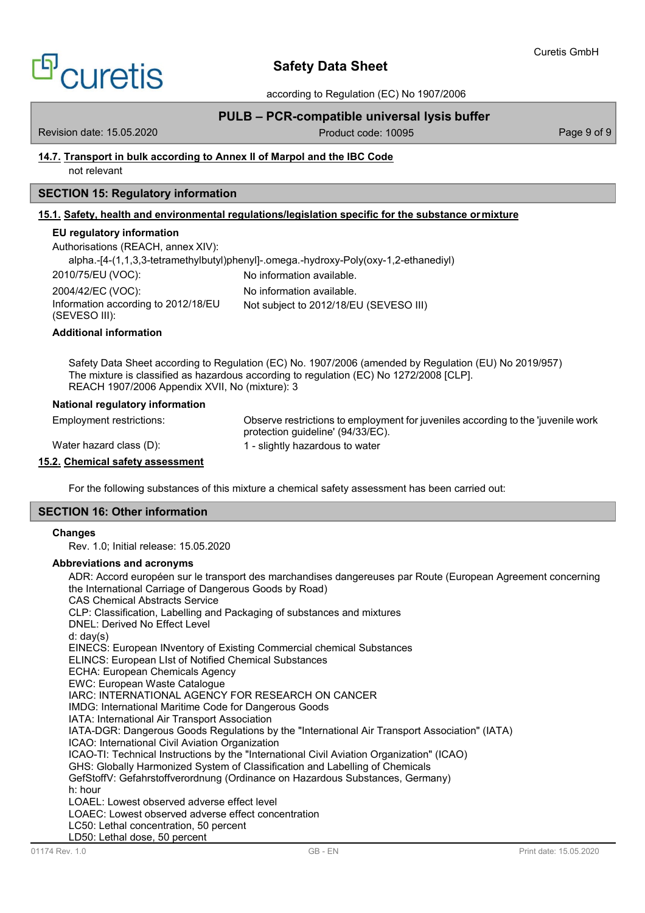#### 14.7. Transport in bulk according to Annex II of Marpol and the IBC Code

not relevant

## SECTION 15: Regulatory information

#### 15.1. Safety, health and environmental regulations/legislation specific for the substance or mixture

**EU regulatory information**

Authorisations (REACH, annex XIV):

alpha.-[4-(1,1,3,3-tetramethylbutyl)phenyl]-.omega.-hydroxy-Poly(oxy-1,2-ethanediyl)

| | |
|---|---|
| 2010/75/EU (VOC): | No information available. |
| 2004/42/EC (VOC): | No information available. |
| Information according to 2012/18/EU (SEVESO III): | Not subject to 2012/18/EU (SEVESO III) |

**Additional information**

Safety Data Sheet according to Regulation (EC) No. 1907/2006 (amended by Regulation (EU) No 2019/957)
The mixture is classified as hazardous according to regulation (EC) No 1272/2008 [CLP].
REACH 1907/2006 Appendix XVII, No (mixture): 3

**National regulatory information**

| | |
|---|---|
| Employment restrictions: | Observe restrictions to employment for juveniles according to the 'juvenile work protection guideline' (94/33/EC). |
| Water hazard class (D): | 1 - slightly hazardous to water |

#### 15.2. Chemical safety assessment

For the following substances of this mixture a chemical safety assessment has been carried out:

## SECTION 16: Other information

**Changes**

Rev. 1.0; Initial release: 15.05.2020

**Abbreviations and acronyms**

ADR: Accord européen sur le transport des marchandises dangereuses par Route (European Agreement concerning the International Carriage of Dangerous Goods by Road)
CAS Chemical Abstracts Service
CLP: Classification, Labelling and Packaging of substances and mixtures
DNEL: Derived No Effect Level
d: day(s)
EINECS: European INventory of Existing Commercial chemical Substances
ELINCS: European LIst of Notified Chemical Substances
ECHA: European Chemicals Agency
EWC: European Waste Catalogue
IARC: INTERNATIONAL AGENCY FOR RESEARCH ON CANCER
IMDG: International Maritime Code for Dangerous Goods
IATA: International Air Transport Association
IATA-DGR: Dangerous Goods Regulations by the "International Air Transport Association" (IATA)
ICAO: International Civil Aviation Organization
ICAO-TI: Technical Instructions by the "International Civil Aviation Organization" (ICAO)
GHS: Globally Harmonized System of Classification and Labelling of Chemicals
GefStoffV: Gefahrstoffverordnung (Ordinance on Hazardous Substances, Germany)
h: hour
LOAEL: Lowest observed adverse effect level
LOAEC: Lowest observed adverse effect concentration
LC50: Lethal concentration, 50 percent
LD50: Lethal dose, 50 percent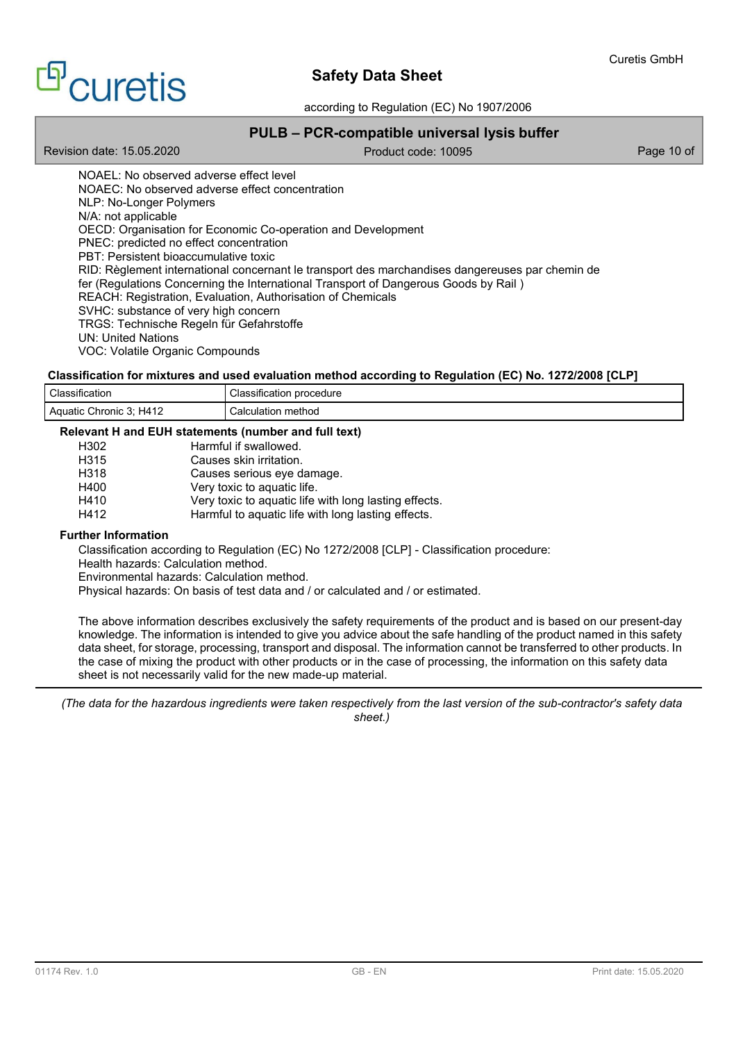NOAEL: No observed adverse effect level
NOAEC: No observed adverse effect concentration
NLP: No-Longer Polymers
N/A: not applicable
OECD: Organisation for Economic Co-operation and Development
PNEC: predicted no effect concentration
PBT: Persistent bioaccumulative toxic
RID: Règlement international concernant le transport des marchandises dangereuses par chemin de fer (Regulations Concerning the International Transport of Dangerous Goods by Rail )
REACH: Registration, Evaluation, Authorisation of Chemicals
SVHC: substance of very high concern
TRGS: Technische Regeln für Gefahrstoffe
UN: United Nations
VOC: Volatile Organic Compounds

**Classification for mixtures and used evaluation method according to Regulation (EC) No. 1272/2008 [CLP]**

| Classification | Classification procedure |
|---|---|
| Aquatic Chronic 3; H412 | Calculation method |

**Relevant H and EUH statements (number and full text)**

| | |
|---|---|
| H302 | Harmful if swallowed. |
| H315 | Causes skin irritation. |
| H318 | Causes serious eye damage. |
| H400 | Very toxic to aquatic life. |
| H410 | Very toxic to aquatic life with long lasting effects. |
| H412 | Harmful to aquatic life with long lasting effects. |

**Further Information**

Classification according to Regulation (EC) No 1272/2008 [CLP] - Classification procedure:
Health hazards: Calculation method.
Environmental hazards: Calculation method.
Physical hazards: On basis of test data and / or calculated and / or estimated.

The above information describes exclusively the safety requirements of the product and is based on our present-day knowledge. The information is intended to give you advice about the safe handling of the product named in this safety data sheet, for storage, processing, transport and disposal. The information cannot be transferred to other products. In the case of mixing the product with other products or in the case of processing, the information on this safety data sheet is not necessarily valid for the new made-up material.

---

*(The data for the hazardous ingredients were taken respectively from the last version of the sub-contractor's safety data sheet.)*